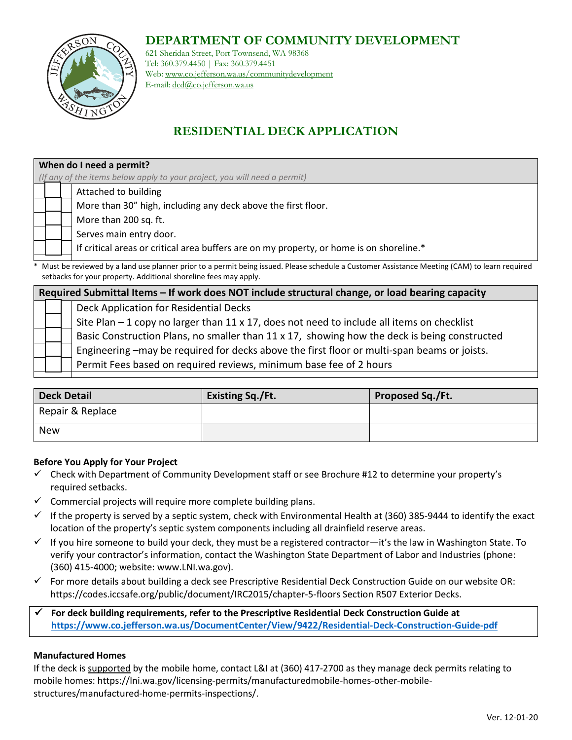# DEPARTMENT OF COMMUNITY DEVELOPMENT

621 Sheridan Street, Port Townsend, WA 98368
Tel: 360.379.4450 | Fax: 360.379.4451
Web: www.co.jefferson.wa.us/communitydevelopment
E-mail: dcd@co.jefferson.wa.us

## RESIDENTIAL DECK APPLICATION

| | | **When do I need a permit?** *(If any of the items below apply to your project, you will need a permit)* |
|---|---|---|
| | | Attached to building |
| | | More than 30" high, including any deck above the first floor. |
| | | More than 200 sq. ft. |
| | | Serves main entry door. |
| | | If critical areas or critical area buffers are on my property, or home is on shoreline.* |

\* Must be reviewed by a land use planner prior to a permit being issued. Please schedule a Customer Assistance Meeting (CAM) to learn required setbacks for your property. Additional shoreline fees may apply.

| | | **Required Submittal Items – If work does NOT include structural change, or load bearing capacity** |
|---|---|---|
| | | Deck Application for Residential Decks |
| | | Site Plan – 1 copy no larger than 11 x 17, does not need to include all items on checklist |
| | | Basic Construction Plans, no smaller than 11 x 17, showing how the deck is being constructed |
| | | Engineering –may be required for decks above the first floor or multi-span beams or joists. |
| | | Permit Fees based on required reviews, minimum base fee of 2 hours |

| Deck Detail | Existing Sq./Ft. | Proposed Sq./Ft. |
|---|---|---|
| Repair & Replace | | |
| New | | |

### Before You Apply for Your Project

- ✓ Check with Department of Community Development staff or see Brochure #12 to determine your property's required setbacks.
- ✓ Commercial projects will require more complete building plans.
- ✓ If the property is served by a septic system, check with Environmental Health at (360) 385-9444 to identify the exact location of the property's septic system components including all drainfield reserve areas.
- ✓ If you hire someone to build your deck, they must be a registered contractor—it's the law in Washington State. To verify your contractor's information, contact the Washington State Department of Labor and Industries (phone: (360) 415-4000; website: www.LNI.wa.gov).
- ✓ For more details about building a deck see Prescriptive Residential Deck Construction Guide on our website OR: https://codes.iccsafe.org/public/document/IRC2015/chapter-5-floors Section R507 Exterior Decks.
- ✓ **For deck building requirements, refer to the Prescriptive Residential Deck Construction Guide at https://www.co.jefferson.wa.us/DocumentCenter/View/9422/Residential-Deck-Construction-Guide-pdf**

### Manufactured Homes

If the deck is supported by the mobile home, contact L&I at (360) 417-2700 as they manage deck permits relating to mobile homes: https://lni.wa.gov/licensing-permits/manufacturedmobile-homes-other-mobile-structures/manufactured-home-permits-inspections/.

Ver. 12-01-20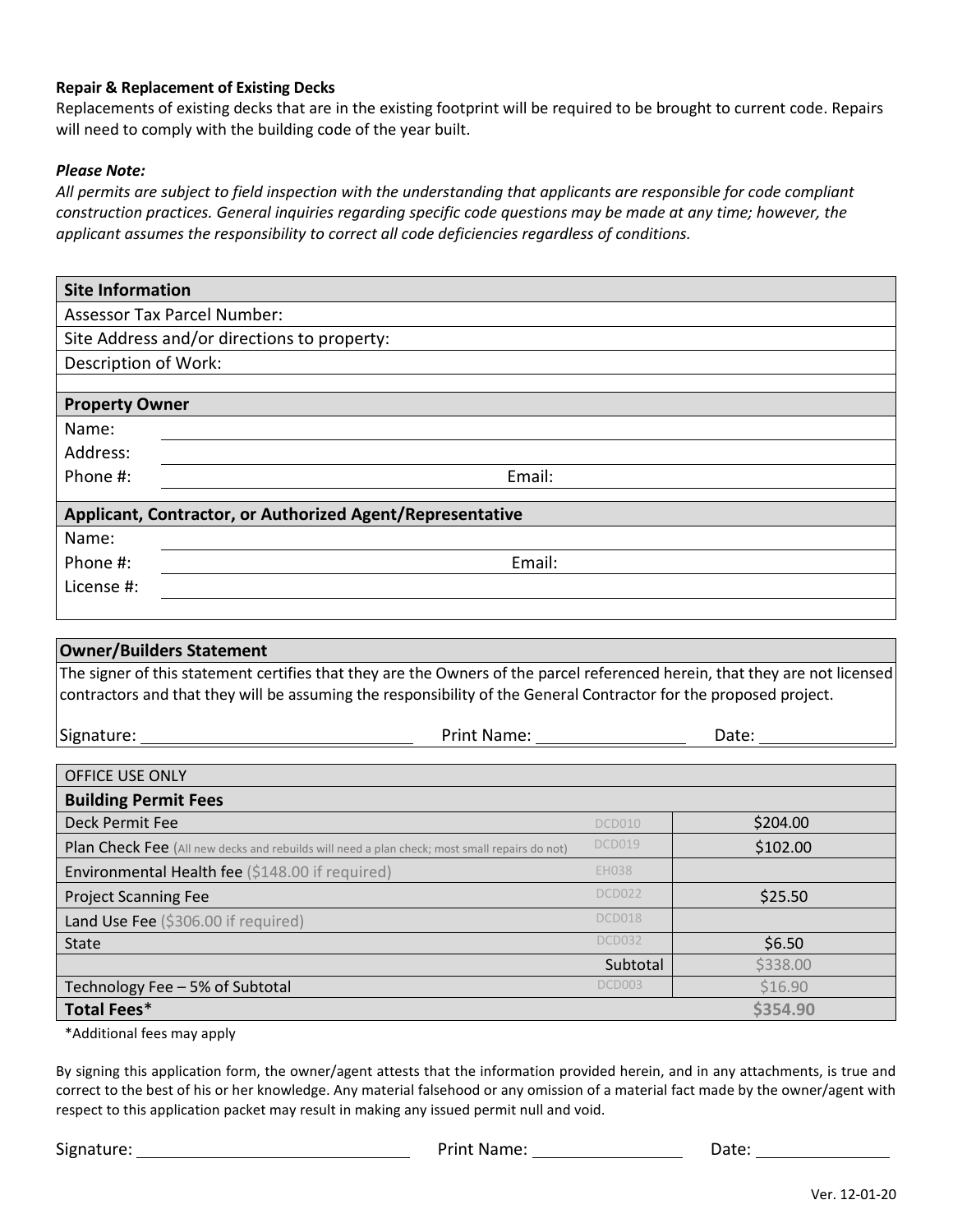**Repair & Replacement of Existing Decks**

Replacements of existing decks that are in the existing footprint will be required to be brought to current code. Repairs will need to comply with the building code of the year built.

***Please Note:***

*All permits are subject to field inspection with the understanding that applicants are responsible for code compliant construction practices. General inquiries regarding specific code questions may be made at any time; however, the applicant assumes the responsibility to correct all code deficiencies regardless of conditions.*

| **Site Information** | |
|---|---|
| Assessor Tax Parcel Number: | |
| Site Address and/or directions to property: | |
| Description of Work: | |

| **Property Owner** | | | |
|---|---|---|---|
| Name: | | | |
| Address: | | | |
| Phone #: | | Email: | |

| **Applicant, Contractor, or Authorized Agent/Representative** | | | |
|---|---|---|---|
| Name: | | | |
| Phone #: | | Email: | |
| License #: | | | |

**Owner/Builders Statement**

The signer of this statement certifies that they are the Owners of the parcel referenced herein, that they are not licensed contractors and that they will be assuming the responsibility of the General Contractor for the proposed project.

Signature: ______________________ Print Name: ______________ Date: ____________

| OFFICE USE ONLY | | |
|---|---|---|
| **Building Permit Fees** | | |
| Deck Permit Fee | DCD010 | $204.00 |
| Plan Check Fee (All new decks and rebuilds will need a plan check; most small repairs do not) | DCD019 | $102.00 |
| Environmental Health fee ($148.00 if required) | EH038 | |
| Project Scanning Fee | DCD022 | $25.50 |
| Land Use Fee ($306.00 if required) | DCD018 | |
| State | DCD032 | $6.50 |
| | Subtotal | $338.00 |
| Technology Fee – 5% of Subtotal | DCD003 | $16.90 |
| **Total Fees*** | | **$354.90** |

*Additional fees may apply

By signing this application form, the owner/agent attests that the information provided herein, and in any attachments, is true and correct to the best of his or her knowledge. Any material falsehood or any omission of a material fact made by the owner/agent with respect to this application packet may result in making any issued permit null and void.

Signature: ______________________ Print Name: ______________ Date: ____________

Ver. 12-01-20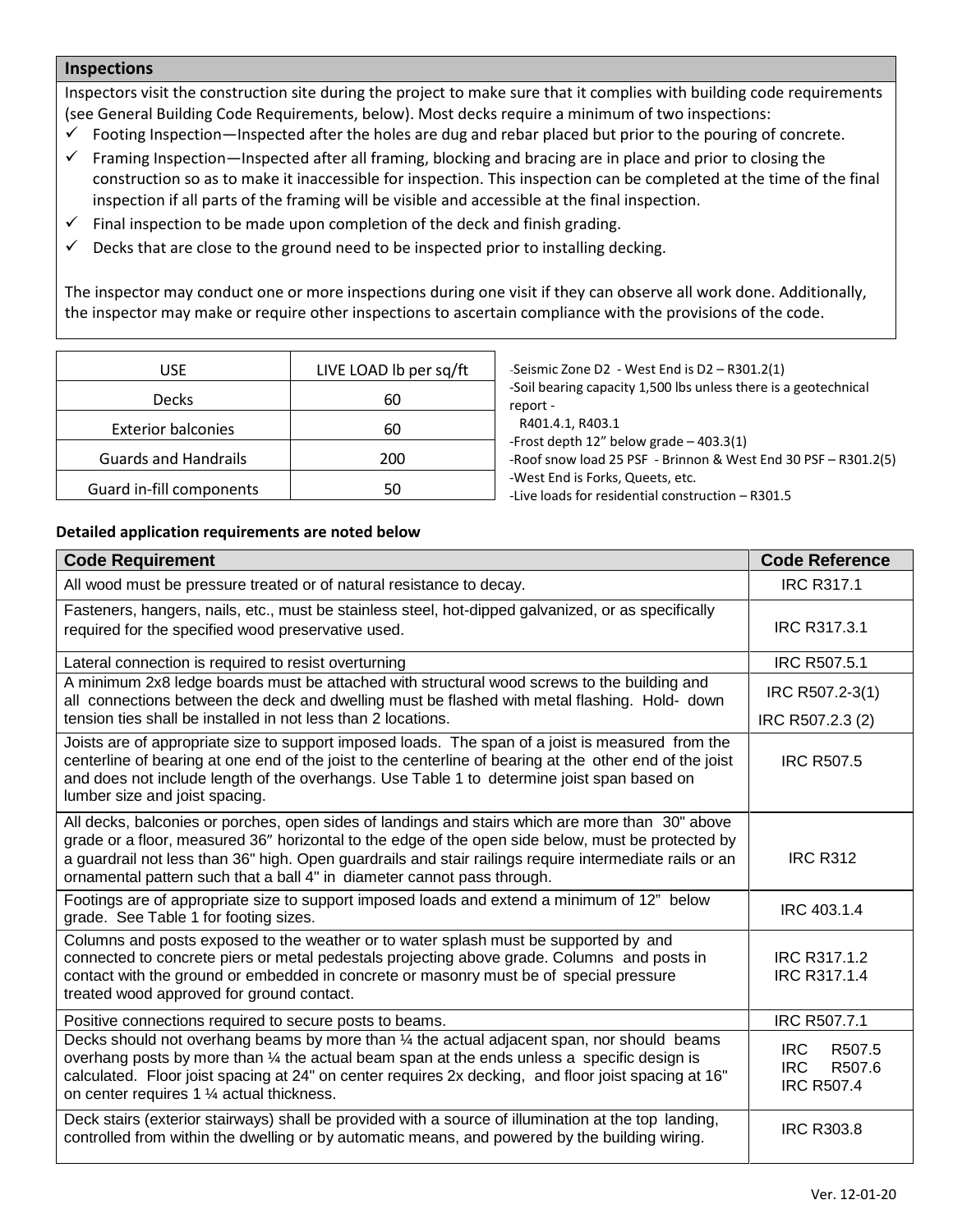## Inspections

Inspectors visit the construction site during the project to make sure that it complies with building code requirements (see General Building Code Requirements, below). Most decks require a minimum of two inspections:

- ✓ Footing Inspection—Inspected after the holes are dug and rebar placed but prior to the pouring of concrete.
- ✓ Framing Inspection—Inspected after all framing, blocking and bracing are in place and prior to closing the construction so as to make it inaccessible for inspection. This inspection can be completed at the time of the final inspection if all parts of the framing will be visible and accessible at the final inspection.
- ✓ Final inspection to be made upon completion of the deck and finish grading.
- ✓ Decks that are close to the ground need to be inspected prior to installing decking.

The inspector may conduct one or more inspections during one visit if they can observe all work done. Additionally, the inspector may make or require other inspections to ascertain compliance with the provisions of the code.

| USE | LIVE LOAD lb per sq/ft |
|---|---|
| Decks | 60 |
| Exterior balconies | 60 |
| Guards and Handrails | 200 |
| Guard in-fill components | 50 |

-Seismic Zone D2 - West End is D2 – R301.2(1)
-Soil bearing capacity 1,500 lbs unless there is a geotechnical report - R401.4.1, R403.1
-Frost depth 12" below grade – 403.3(1)
-Roof snow load 25 PSF - Brinnon & West End 30 PSF – R301.2(5)
-West End is Forks, Queets, etc.
-Live loads for residential construction – R301.5

**Detailed application requirements are noted below**

| Code Requirement | Code Reference |
|---|---|
| All wood must be pressure treated or of natural resistance to decay. | IRC R317.1 |
| Fasteners, hangers, nails, etc., must be stainless steel, hot-dipped galvanized, or as specifically required for the specified wood preservative used. | IRC R317.3.1 |
| Lateral connection is required to resist overturning | IRC R507.5.1 |
| A minimum 2x8 ledge boards must be attached with structural wood screws to the building and all connections between the deck and dwelling must be flashed with metal flashing. Hold- down tension ties shall be installed in not less than 2 locations. | IRC R507.2-3(1)<br>IRC R507.2.3 (2) |
| Joists are of appropriate size to support imposed loads. The span of a joist is measured from the centerline of bearing at one end of the joist to the centerline of bearing at the other end of the joist and does not include length of the overhangs. Use Table 1 to determine joist span based on lumber size and joist spacing. | IRC R507.5 |
| All decks, balconies or porches, open sides of landings and stairs which are more than 30" above grade or a floor, measured 36″ horizontal to the edge of the open side below, must be protected by a guardrail not less than 36" high. Open guardrails and stair railings require intermediate rails or an ornamental pattern such that a ball 4" in diameter cannot pass through. | IRC R312 |
| Footings are of appropriate size to support imposed loads and extend a minimum of 12" below grade. See Table 1 for footing sizes. | IRC 403.1.4 |
| Columns and posts exposed to the weather or to water splash must be supported by and connected to concrete piers or metal pedestals projecting above grade. Columns and posts in contact with the ground or embedded in concrete or masonry must be of special pressure treated wood approved for ground contact. | IRC R317.1.2<br>IRC R317.1.4 |
| Positive connections required to secure posts to beams. | IRC R507.7.1 |
| Decks should not overhang beams by more than ¼ the actual adjacent span, nor should beams overhang posts by more than ¼ the actual beam span at the ends unless a specific design is calculated. Floor joist spacing at 24" on center requires 2x decking, and floor joist spacing at 16" on center requires 1 ¼ actual thickness. | IRC R507.5<br>IRC R507.6<br>IRC R507.4 |
| Deck stairs (exterior stairways) shall be provided with a source of illumination at the top landing, controlled from within the dwelling or by automatic means, and powered by the building wiring. | IRC R303.8 |

Ver. 12-01-20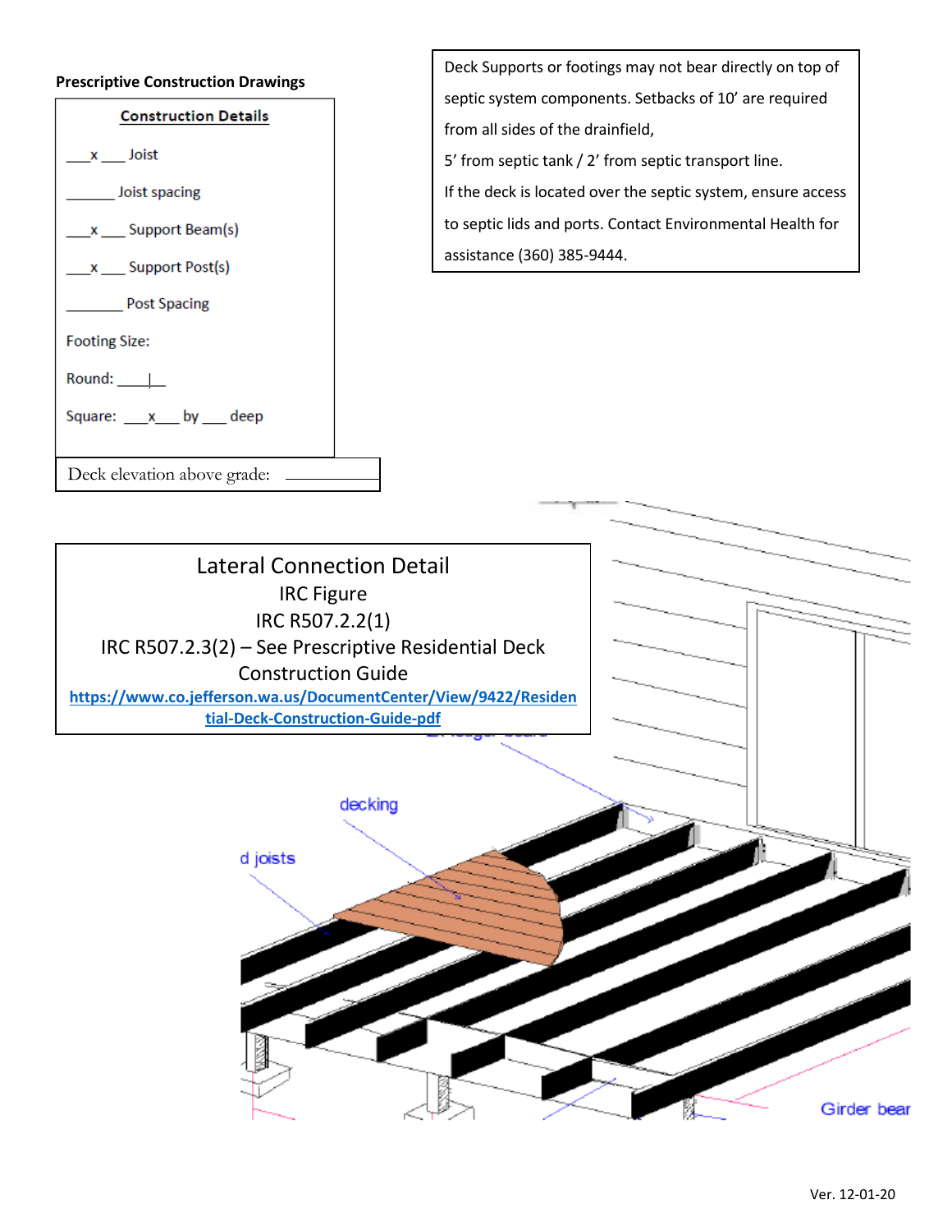**Prescriptive Construction Drawings**

**Construction Details**

___x ___ Joist

______ Joist spacing

___x ___ Support Beam(s)

___x ___ Support Post(s)

_______ Post Spacing

Footing Size:

Round: ____|__

Square: ___x___ by ___ deep

Deck elevation above grade: ____________

Deck Supports or footings may not bear directly on top of septic system components. Setbacks of 10' are required from all sides of the drainfield,

5' from septic tank / 2' from septic transport line.

If the deck is located over the septic system, ensure access to septic lids and ports. Contact Environmental Health for assistance (360) 385-9444.

Lateral Connection Detail
IRC Figure
IRC R507.2.2(1)
IRC R507.2.3(2) – See Prescriptive Residential Deck Construction Guide
https://www.co.jefferson.wa.us/DocumentCenter/View/9422/Residential-Deck-Construction-Guide-pdf

decking

d joists

Girder bear

Ver. 12-01-20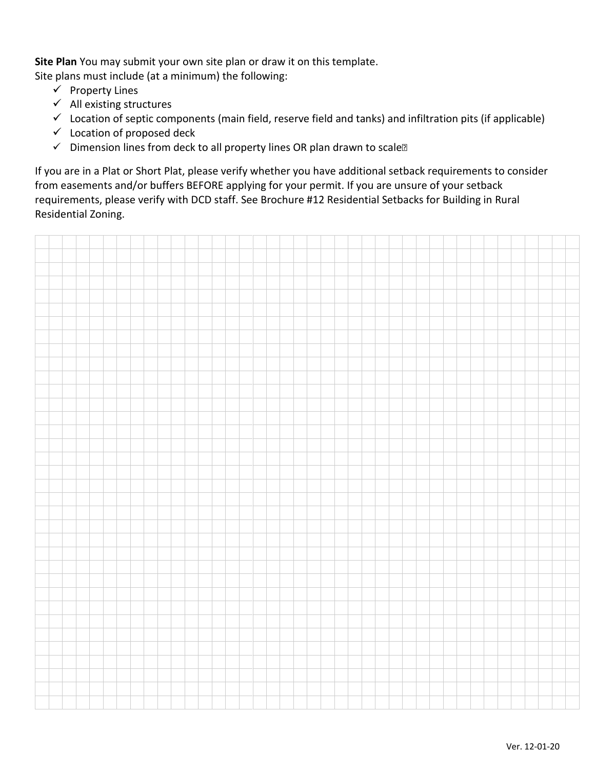**Site Plan** You may submit your own site plan or draw it on this template.
Site plans must include (at a minimum) the following:

- ✓ Property Lines
- ✓ All existing structures
- ✓ Location of septic components (main field, reserve field and tanks) and infiltration pits (if applicable)
- ✓ Location of proposed deck
- ✓ Dimension lines from deck to all property lines OR plan drawn to scale

If you are in a Plat or Short Plat, please verify whether you have additional setback requirements to consider from easements and/or buffers BEFORE applying for your permit. If you are unsure of your setback requirements, please verify with DCD staff. See Brochure #12 Residential Setbacks for Building in Rural Residential Zoning.

Ver. 12-01-20